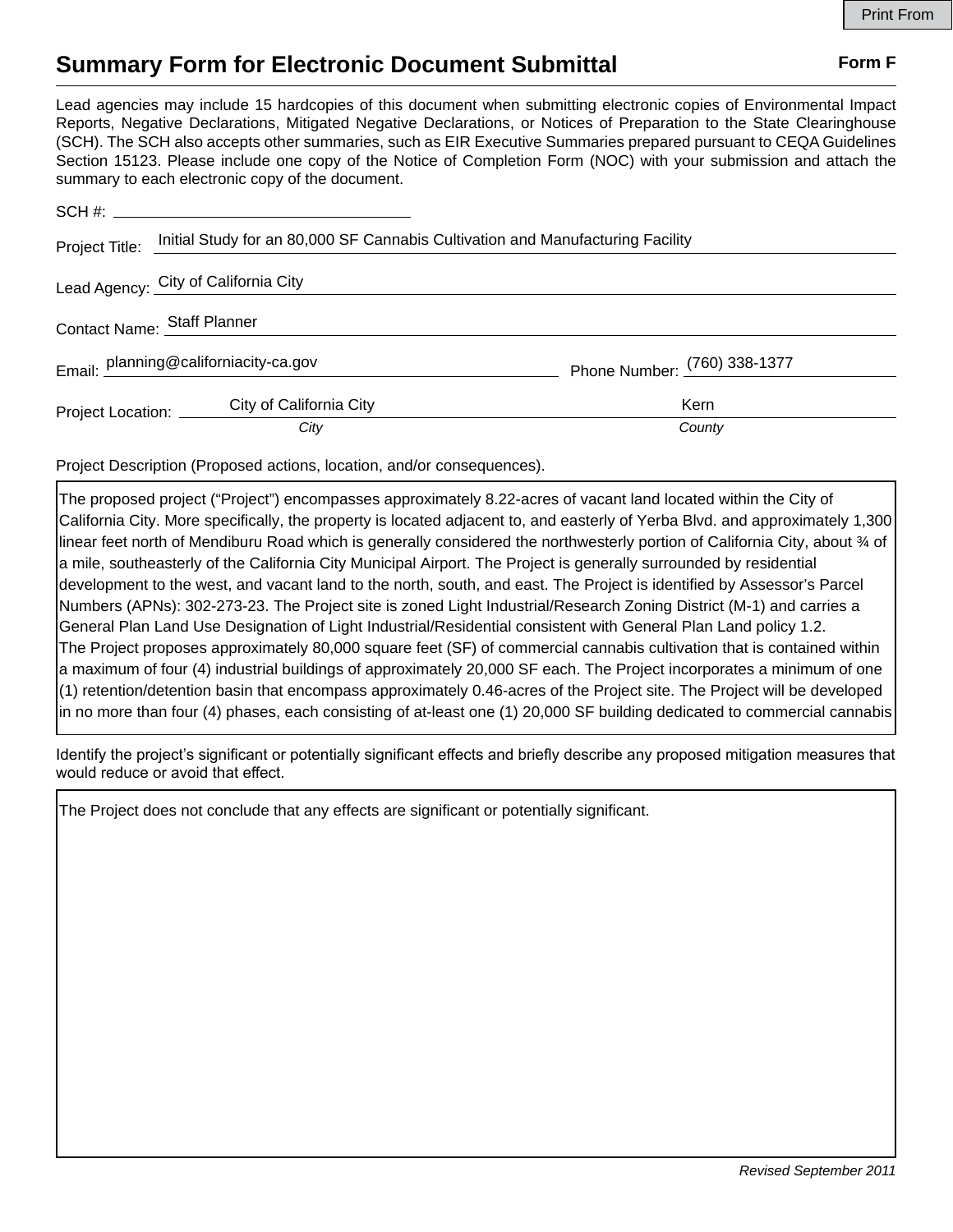# Summary Form for Electronic Document Submittal

**Form F**

Lead agencies may include 15 hardcopies of this document when submitting electronic copies of Environmental Impact Reports, Negative Declarations, Mitigated Negative Declarations, or Notices of Preparation to the State Clearinghouse (SCH). The SCH also accepts other summaries, such as EIR Executive Summaries prepared pursuant to CEQA Guidelines Section 15123. Please include one copy of the Notice of Completion Form (NOC) with your submission and attach the summary to each electronic copy of the document.

SCH #: ______________________

Project Title: Initial Study for an 80,000 SF Cannabis Cultivation and Manufacturing Facility

Lead Agency: City of California City

Contact Name: Staff Planner

Email: planning@californiacity-ca.gov

Phone Number: (760) 338-1377

Project Location: City of California City (*City*), Kern (*County*)

Project Description (Proposed actions, location, and/or consequences).

The proposed project ("Project") encompasses approximately 8.22-acres of vacant land located within the City of California City. More specifically, the property is located adjacent to, and easterly of Yerba Blvd. and approximately 1,300 linear feet north of Mendiburu Road which is generally considered the northwesterly portion of California City, about ¾ of a mile, southeasterly of the California City Municipal Airport. The Project is generally surrounded by residential development to the west, and vacant land to the north, south, and east. The Project is identified by Assessor's Parcel Numbers (APNs): 302-273-23. The Project site is zoned Light Industrial/Research Zoning District (M-1) and carries a General Plan Land Use Designation of Light Industrial/Residential consistent with General Plan Land policy 1.2.
The Project proposes approximately 80,000 square feet (SF) of commercial cannabis cultivation that is contained within a maximum of four (4) industrial buildings of approximately 20,000 SF each. The Project incorporates a minimum of one (1) retention/detention basin that encompass approximately 0.46-acres of the Project site. The Project will be developed in no more than four (4) phases, each consisting of at-least one (1) 20,000 SF building dedicated to commercial cannabis

Identify the project's significant or potentially significant effects and briefly describe any proposed mitigation measures that would reduce or avoid that effect.

The Project does not conclude that any effects are significant or potentially significant.

*Revised September 2011*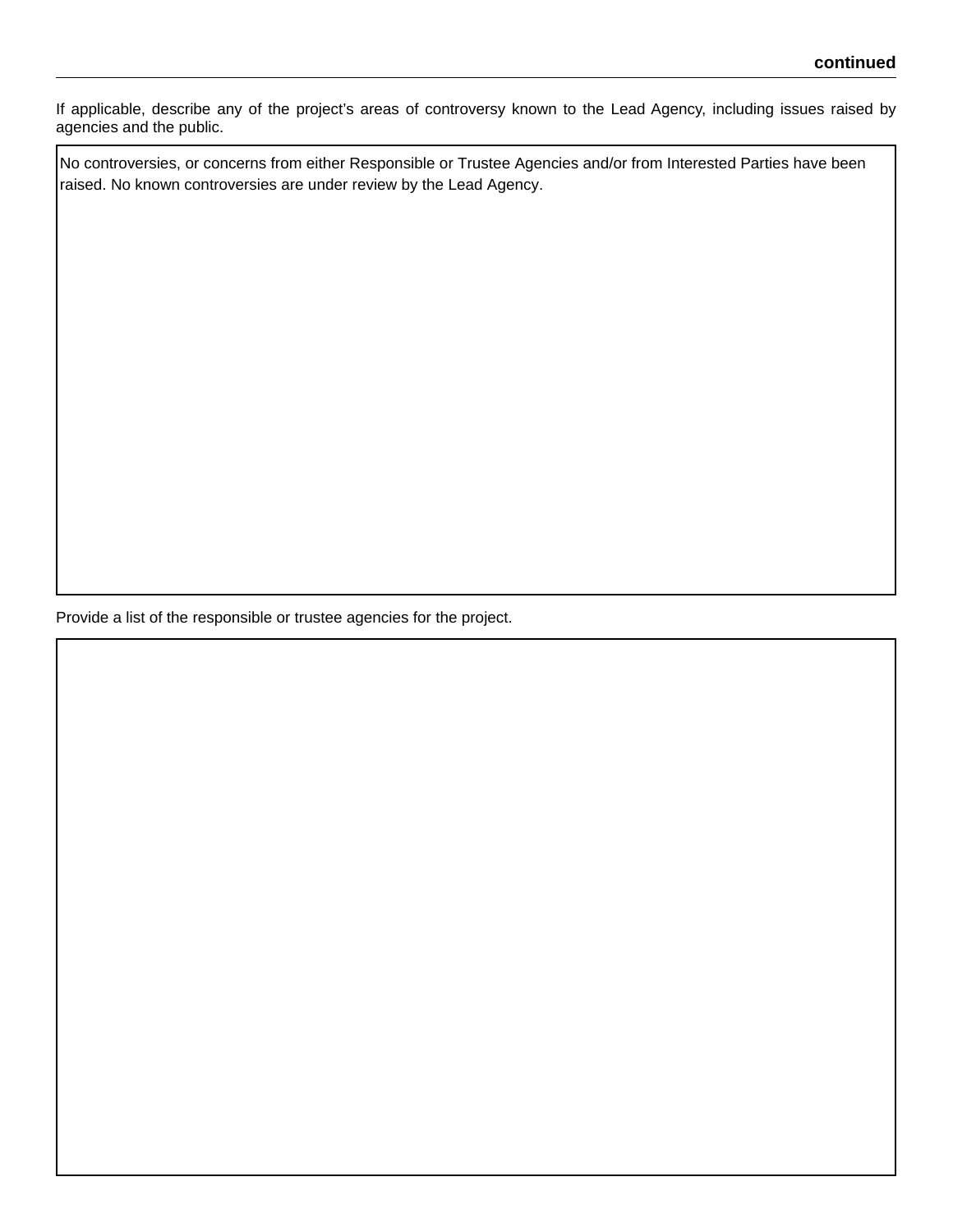**continued**

If applicable, describe any of the project's areas of controversy known to the Lead Agency, including issues raised by agencies and the public.

| |
|---|
| No controversies, or concerns from either Responsible or Trustee Agencies and/or from Interested Parties have been raised. No known controversies are under review by the Lead Agency. |

Provide a list of the responsible or trustee agencies for the project.

| |
|---|
| |